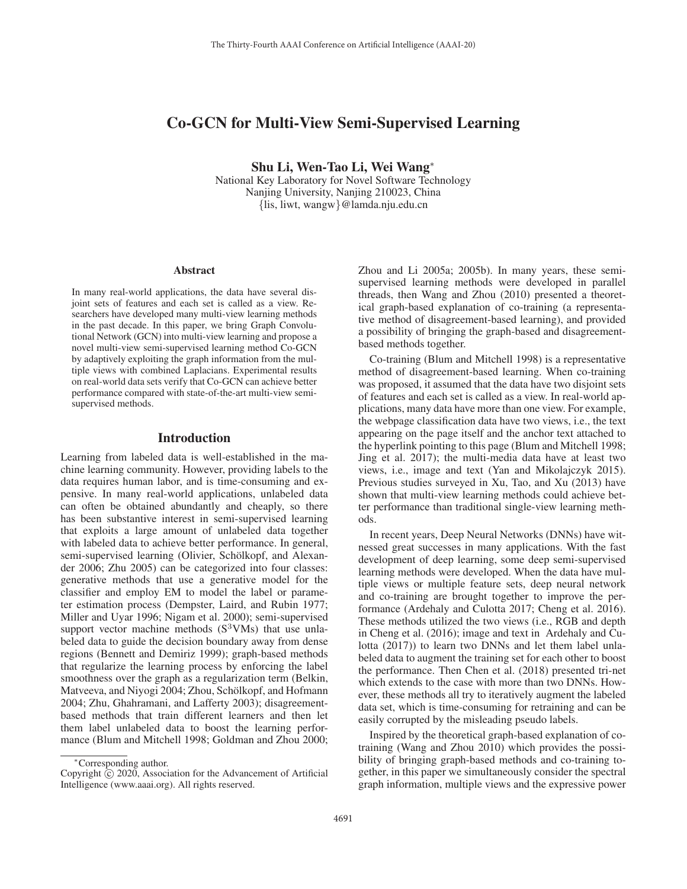# Co-GCN for Multi-View Semi-Supervised Learning

**Shu Li, Wen-Tao Li, Wei Wang***

National Key Laboratory for Novel Software Technology
Nanjing University, Nanjing 210023, China
{lis, liwt, wangw}@lamda.nju.edu.cn

## Abstract

In many real-world applications, the data have several disjoint sets of features and each set is called as a view. Researchers have developed many multi-view learning methods in the past decade. In this paper, we bring Graph Convolutional Network (GCN) into multi-view learning and propose a novel multi-view semi-supervised learning method Co-GCN by adaptively exploiting the graph information from the multiple views with combined Laplacians. Experimental results on real-world data sets verify that Co-GCN can achieve better performance compared with state-of-the-art multi-view semi-supervised methods.

## Introduction

Learning from labeled data is well-established in the machine learning community. However, providing labels to the data requires human labor, and is time-consuming and expensive. In many real-world applications, unlabeled data can often be obtained abundantly and cheaply, so there has been substantive interest in semi-supervised learning that exploits a large amount of unlabeled data together with labeled data to achieve better performance. In general, semi-supervised learning (Olivier, Schölkopf, and Alexander 2006; Zhu 2005) can be categorized into four classes: generative methods that use a generative model for the classifier and employ EM to model the label or parameter estimation process (Dempster, Laird, and Rubin 1977; Miller and Uyar 1996; Nigam et al. 2000); semi-supervised support vector machine methods (S$^3$VMs) that use unlabeled data to guide the decision boundary away from dense regions (Bennett and Demiriz 1999); graph-based methods that regularize the learning process by enforcing the label smoothness over the graph as a regularization term (Belkin, Matveeva, and Niyogi 2004; Zhou, Schölkopf, and Hofmann 2004; Zhu, Ghahramani, and Lafferty 2003); disagreement-based methods that train different learners and then let them label unlabeled data to boost the learning performance (Blum and Mitchell 1998; Goldman and Zhou 2000; Zhou and Li 2005a; 2005b). In many years, these semi-supervised learning methods were developed in parallel threads, then Wang and Zhou (2010) presented a theoretical graph-based explanation of co-training (a representative method of disagreement-based learning), and provided a possibility of bringing the graph-based and disagreement-based methods together.

Co-training (Blum and Mitchell 1998) is a representative method of disagreement-based learning. When co-training was proposed, it assumed that the data have two disjoint sets of features and each set is called as a view. In real-world applications, many data have more than one view. For example, the webpage classification data have two views, i.e., the text appearing on the page itself and the anchor text attached to the hyperlink pointing to this page (Blum and Mitchell 1998; Jing et al. 2017); the multi-media data have at least two views, i.e., image and text (Yan and Mikolajczyk 2015). Previous studies surveyed in Xu, Tao, and Xu (2013) have shown that multi-view learning methods could achieve better performance than traditional single-view learning methods.

In recent years, Deep Neural Networks (DNNs) have witnessed great successes in many applications. With the fast development of deep learning, some deep semi-supervised learning methods were developed. When the data have multiple views or multiple feature sets, deep neural network and co-training are brought together to improve the performance (Ardehaly and Culotta 2017; Cheng et al. 2016). These methods utilized the two views (i.e., RGB and depth in Cheng et al. (2016); image and text in Ardehaly and Culotta (2017)) to learn two DNNs and let them label unlabeled data to augment the training set for each other to boost the performance. Then Chen et al. (2018) presented tri-net which extends to the case with more than two DNNs. However, these methods all try to iteratively augment the labeled data set, which is time-consuming for retraining and can be easily corrupted by the misleading pseudo labels.

Inspired by the theoretical graph-based explanation of co-training (Wang and Zhou 2010) which provides the possibility of bringing graph-based methods and co-training together, in this paper we simultaneously consider the spectral graph information, multiple views and the expressive power

*Corresponding author.
Copyright © 2020, Association for the Advancement of Artificial Intelligence (www.aaai.org). All rights reserved.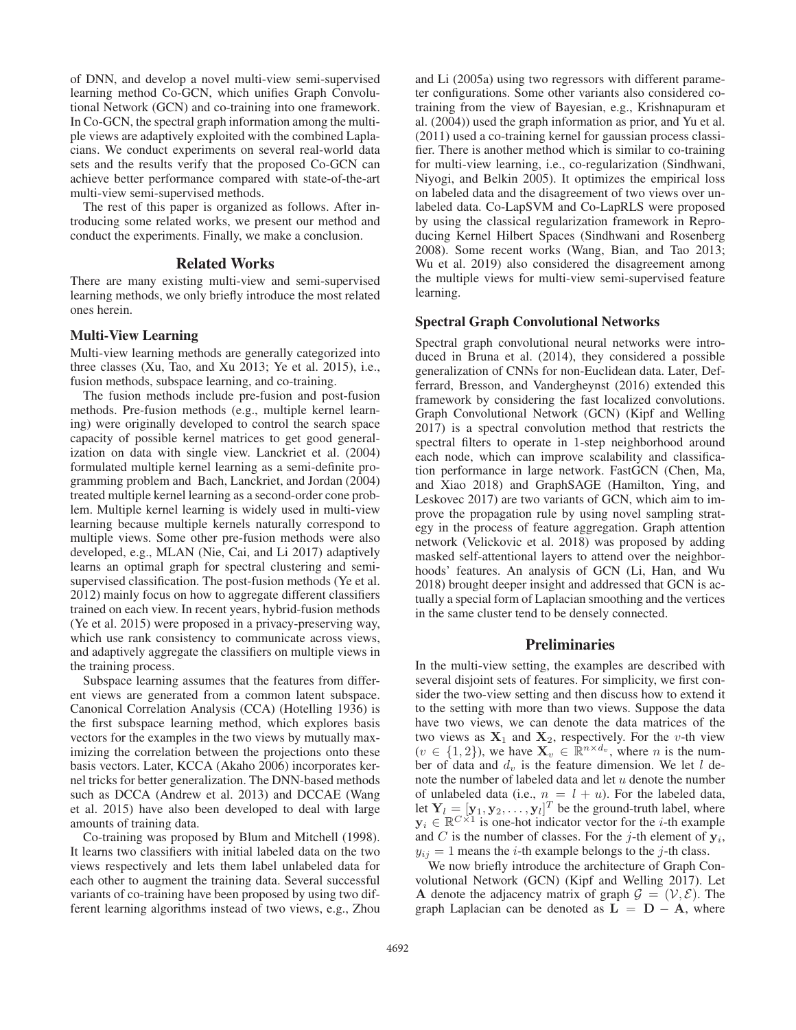of DNN, and develop a novel multi-view semi-supervised learning method Co-GCN, which unifies Graph Convolutional Network (GCN) and co-training into one framework. In Co-GCN, the spectral graph information among the multiple views are adaptively exploited with the combined Laplacians. We conduct experiments on several real-world data sets and the results verify that the proposed Co-GCN can achieve better performance compared with state-of-the-art multi-view semi-supervised methods.

The rest of this paper is organized as follows. After introducing some related works, we present our method and conduct the experiments. Finally, we make a conclusion.

## Related Works

There are many existing multi-view and semi-supervised learning methods, we only briefly introduce the most related ones herein.

### Multi-View Learning

Multi-view learning methods are generally categorized into three classes (Xu, Tao, and Xu 2013; Ye et al. 2015), i.e., fusion methods, subspace learning, and co-training.

The fusion methods include pre-fusion and post-fusion methods. Pre-fusion methods (e.g., multiple kernel learning) were originally developed to control the search space capacity of possible kernel matrices to get good generalization on data with single view. Lanckriet et al. (2004) formulated multiple kernel learning as a semi-definite programming problem and Bach, Lanckriet, and Jordan (2004) treated multiple kernel learning as a second-order cone problem. Multiple kernel learning is widely used in multi-view learning because multiple kernels naturally correspond to multiple views. Some other pre-fusion methods were also developed, e.g., MLAN (Nie, Cai, and Li 2017) adaptively learns an optimal graph for spectral clustering and semi-supervised classification. The post-fusion methods (Ye et al. 2012) mainly focus on how to aggregate different classifiers trained on each view. In recent years, hybrid-fusion methods (Ye et al. 2015) were proposed in a privacy-preserving way, which use rank consistency to communicate across views, and adaptively aggregate the classifiers on multiple views in the training process.

Subspace learning assumes that the features from different views are generated from a common latent subspace. Canonical Correlation Analysis (CCA) (Hotelling 1936) is the first subspace learning method, which explores basis vectors for the examples in the two views by mutually maximizing the correlation between the projections onto these basis vectors. Later, KCCA (Akaho 2006) incorporates kernel tricks for better generalization. The DNN-based methods such as DCCA (Andrew et al. 2013) and DCCAE (Wang et al. 2015) have also been developed to deal with large amounts of training data.

Co-training was proposed by Blum and Mitchell (1998). It learns two classifiers with initial labeled data on the two views respectively and lets them label unlabeled data for each other to augment the training data. Several successful variants of co-training have been proposed by using two different learning algorithms instead of two views, e.g., Zhou and Li (2005a) using two regressors with different parameter configurations. Some other variants also considered co-training from the view of Bayesian, e.g., Krishnapuram et al. (2004)) used the graph information as prior, and Yu et al. (2011) used a co-training kernel for gaussian process classifier. There is another method which is similar to co-training for multi-view learning, i.e., co-regularization (Sindhwani, Niyogi, and Belkin 2005). It optimizes the empirical loss on labeled data and the disagreement of two views over unlabeled data. Co-LapSVM and Co-LapRLS were proposed by using the classical regularization framework in Reproducing Kernel Hilbert Spaces (Sindhwani and Rosenberg 2008). Some recent works (Wang, Bian, and Tao 2013; Wu et al. 2019) also considered the disagreement among the multiple views for multi-view semi-supervised feature learning.

### Spectral Graph Convolutional Networks

Spectral graph convolutional neural networks were introduced in Bruna et al. (2014), they considered a possible generalization of CNNs for non-Euclidean data. Later, Defferrard, Bresson, and Vandergheynst (2016) extended this framework by considering the fast localized convolutions. Graph Convolutional Network (GCN) (Kipf and Welling 2017) is a spectral convolution method that restricts the spectral filters to operate in 1-step neighborhood around each node, which can improve scalability and classification performance in large network. FastGCN (Chen, Ma, and Xiao 2018) and GraphSAGE (Hamilton, Ying, and Leskovec 2017) are two variants of GCN, which aim to improve the propagation rule by using novel sampling strategy in the process of feature aggregation. Graph attention network (Velickovic et al. 2018) was proposed by adding masked self-attentional layers to attend over the neighborhoods' features. An analysis of GCN (Li, Han, and Wu 2018) brought deeper insight and addressed that GCN is actually a special form of Laplacian smoothing and the vertices in the same cluster tend to be densely connected.

## Preliminaries

In the multi-view setting, the examples are described with several disjoint sets of features. For simplicity, we first consider the two-view setting and then discuss how to extend it to the setting with more than two views. Suppose the data have two views, we can denote the data matrices of the two views as $\mathbf{X}_1$ and $\mathbf{X}_2$, respectively. For the $v$-th view ($v \in \{1, 2\}$), we have $\mathbf{X}_v \in \mathbb{R}^{n \times d_v}$, where $n$ is the number of data and $d_v$ is the feature dimension. We let $l$ denote the number of labeled data and let $u$ denote the number of unlabeled data (i.e., $n = l + u$). For the labeled data, let $\mathbf{Y}_l = [\mathbf{y}_1, \mathbf{y}_2, \ldots, \mathbf{y}_l]^T$ be the ground-truth label, where $\mathbf{y}_i \in \mathbb{R}^{C \times 1}$ is one-hot indicator vector for the $i$-th example and $C$ is the number of classes. For the $j$-th element of $\mathbf{y}_i$, $y_{ij} = 1$ means the $i$-th example belongs to the $j$-th class.

We now briefly introduce the architecture of Graph Convolutional Network (GCN) (Kipf and Welling 2017). Let $\mathbf{A}$ denote the adjacency matrix of graph $\mathcal{G} = (\mathcal{V}, \mathcal{E})$. The graph Laplacian can be denoted as $\mathbf{L} = \mathbf{D} - \mathbf{A}$, where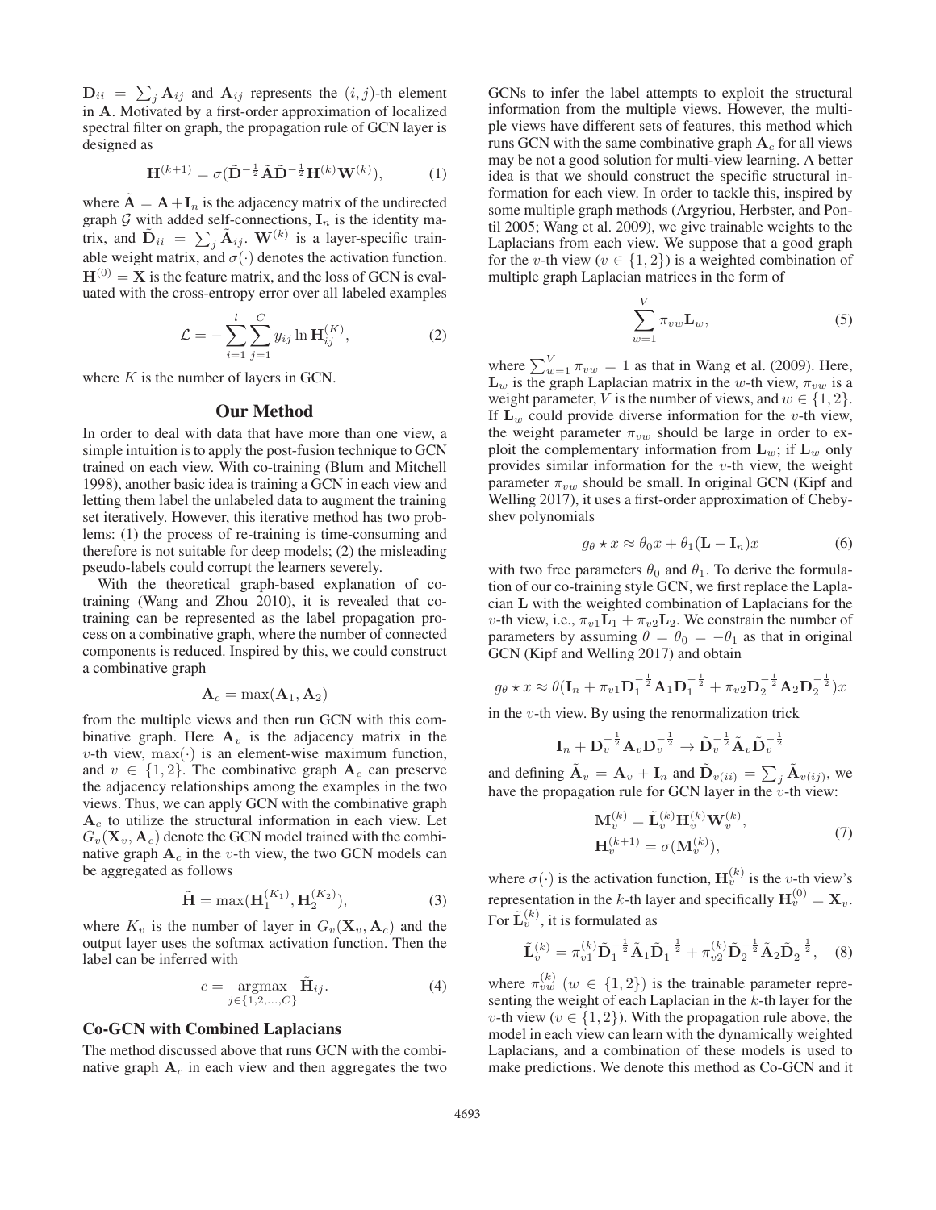$\mathbf{D}_{ii} = \sum_j \mathbf{A}_{ij}$ and $\mathbf{A}_{ij}$ represents the $(i, j)$-th element in $\mathbf{A}$. Motivated by a first-order approximation of localized spectral filter on graph, the propagation rule of GCN layer is designed as

$$\mathbf{H}^{(k+1)} = \sigma(\tilde{\mathbf{D}}^{-\frac{1}{2}}\tilde{\mathbf{A}}\tilde{\mathbf{D}}^{-\frac{1}{2}}\mathbf{H}^{(k)}\mathbf{W}^{(k)}), \tag{1}$$

where $\tilde{\mathbf{A}} = \mathbf{A} + \mathbf{I}_n$ is the adjacency matrix of the undirected graph $\mathcal{G}$ with added self-connections, $\mathbf{I}_n$ is the identity matrix, and $\tilde{\mathbf{D}}_{ii} = \sum_j \tilde{\mathbf{A}}_{ij}$. $\mathbf{W}^{(k)}$ is a layer-specific trainable weight matrix, and $\sigma(\cdot)$ denotes the activation function. $\mathbf{H}^{(0)} = \mathbf{X}$ is the feature matrix, and the loss of GCN is evaluated with the cross-entropy error over all labeled examples

$$\mathcal{L} = -\sum_{i=1}^{l}\sum_{j=1}^{C} y_{ij} \ln \mathbf{H}_{ij}^{(K)}, \tag{2}$$

where $K$ is the number of layers in GCN.

## Our Method

In order to deal with data that have more than one view, a simple intuition is to apply the post-fusion technique to GCN trained on each view. With co-training (Blum and Mitchell 1998), another basic idea is training a GCN in each view and letting them label the unlabeled data to augment the training set iteratively. However, this iterative method has two problems: (1) the process of re-training is time-consuming and therefore is not suitable for deep models; (2) the misleading pseudo-labels could corrupt the learners severely.

With the theoretical graph-based explanation of co-training (Wang and Zhou 2010), it is revealed that co-training can be represented as the label propagation process on a combinative graph, where the number of connected components is reduced. Inspired by this, we could construct a combinative graph

$$\mathbf{A}_c = \max(\mathbf{A}_1, \mathbf{A}_2)$$

from the multiple views and then run GCN with this combinative graph. Here $\mathbf{A}_v$ is the adjacency matrix in the $v$-th view, $\max(\cdot)$ is an element-wise maximum function, and $v \in \{1, 2\}$. The combinative graph $\mathbf{A}_c$ can preserve the adjacency relationships among the examples in the two views. Thus, we can apply GCN with the combinative graph $\mathbf{A}_c$ to utilize the structural information in each view. Let $G_v(\mathbf{X}_v, \mathbf{A}_c)$ denote the GCN model trained with the combinative graph $\mathbf{A}_c$ in the $v$-th view, the two GCN models can be aggregated as follows

$$\tilde{\mathbf{H}} = \max(\mathbf{H}_1^{(K_1)}, \mathbf{H}_2^{(K_2)}), \tag{3}$$

where $K_v$ is the number of layer in $G_v(\mathbf{X}_v, \mathbf{A}_c)$ and the output layer uses the softmax activation function. Then the label can be inferred with

$$c = \operatorname*{argmax}_{j \in \{1,2,\ldots,C\}} \tilde{\mathbf{H}}_{ij}. \tag{4}$$

### Co-GCN with Combined Laplacians

The method discussed above that runs GCN with the combinative graph $\mathbf{A}_c$ in each view and then aggregates the two GCNs to infer the label attempts to exploit the structural information from the multiple views. However, the multiple views have different sets of features, this method which runs GCN with the same combinative graph $\mathbf{A}_c$ for all views may be not a good solution for multi-view learning. A better idea is that we should construct the specific structural information for each view. In order to tackle this, inspired by some multiple graph methods (Argyriou, Herbster, and Pontil 2005; Wang et al. 2009), we give trainable weights to the Laplacians from each view. We suppose that a good graph for the $v$-th view ($v \in \{1, 2\}$) is a weighted combination of multiple graph Laplacian matrices in the form of

$$\sum_{w=1}^{V} \pi_{vw}\mathbf{L}_w, \tag{5}$$

where $\sum_{w=1}^{V} \pi_{vw} = 1$ as that in Wang et al. (2009). Here, $\mathbf{L}_w$ is the graph Laplacian matrix in the $w$-th view, $\pi_{vw}$ is a weight parameter, $V$ is the number of views, and $w \in \{1, 2\}$. If $\mathbf{L}_w$ could provide diverse information for the $v$-th view, the weight parameter $\pi_{vw}$ should be large in order to exploit the complementary information from $\mathbf{L}_w$; if $\mathbf{L}_w$ only provides similar information for the $v$-th view, the weight parameter $\pi_{vw}$ should be small. In original GCN (Kipf and Welling 2017), it uses a first-order approximation of Chebyshev polynomials

$$g_\theta \star x \approx \theta_0 x + \theta_1(\mathbf{L} - \mathbf{I}_n)x \tag{6}$$

with two free parameters $\theta_0$ and $\theta_1$. To derive the formulation of our co-training style GCN, we first replace the Laplacian $\mathbf{L}$ with the weighted combination of Laplacians for the $v$-th view, i.e., $\pi_{v1}\mathbf{L}_1 + \pi_{v2}\mathbf{L}_2$. We constrain the number of parameters by assuming $\theta = \theta_0 = -\theta_1$ as that in original GCN (Kipf and Welling 2017) and obtain

$$g_\theta \star x \approx \theta(\mathbf{I}_n + \pi_{v1}\mathbf{D}_1^{-\frac{1}{2}}\mathbf{A}_1\mathbf{D}_1^{-\frac{1}{2}} + \pi_{v2}\mathbf{D}_2^{-\frac{1}{2}}\mathbf{A}_2\mathbf{D}_2^{-\frac{1}{2}})x$$

in the $v$-th view. By using the renormalization trick

$$\mathbf{I}_n + \mathbf{D}_v^{-\frac{1}{2}}\mathbf{A}_v\mathbf{D}_v^{-\frac{1}{2}} \rightarrow \tilde{\mathbf{D}}_v^{-\frac{1}{2}}\tilde{\mathbf{A}}_v\tilde{\mathbf{D}}_v^{-\frac{1}{2}}$$

and defining $\tilde{\mathbf{A}}_v = \mathbf{A}_v + \mathbf{I}_n$ and $\tilde{\mathbf{D}}_{v(ii)} = \sum_j \tilde{\mathbf{A}}_{v(ij)}$, we have the propagation rule for GCN layer in the $v$-th view:

$$\begin{aligned} \mathbf{M}_v^{(k)} &= \tilde{\mathbf{L}}_v^{(k)}\mathbf{H}_v^{(k)}\mathbf{W}_v^{(k)}, \\ \mathbf{H}_v^{(k+1)} &= \sigma(\mathbf{M}_v^{(k)}), \end{aligned} \tag{7}$$

where $\sigma(\cdot)$ is the activation function, $\mathbf{H}_v^{(k)}$ is the $v$-th view's representation in the $k$-th layer and specifically $\mathbf{H}_v^{(0)} = \mathbf{X}_v$. For $\tilde{\mathbf{L}}_v^{(k)}$, it is formulated as

$$\tilde{\mathbf{L}}_v^{(k)} = \pi_{v1}^{(k)}\tilde{\mathbf{D}}_1^{-\frac{1}{2}}\tilde{\mathbf{A}}_1\tilde{\mathbf{D}}_1^{-\frac{1}{2}} + \pi_{v2}^{(k)}\tilde{\mathbf{D}}_2^{-\frac{1}{2}}\tilde{\mathbf{A}}_2\tilde{\mathbf{D}}_2^{-\frac{1}{2}}, \tag{8}$$

where $\pi_{vw}^{(k)}$ ($w \in \{1, 2\}$) is the trainable parameter representing the weight of each Laplacian in the $k$-th layer for the $v$-th view ($v \in \{1, 2\}$). With the propagation rule above, the model in each view can learn with the dynamically weighted Laplacians, and a combination of these models is used to make predictions. We denote this method as Co-GCN and it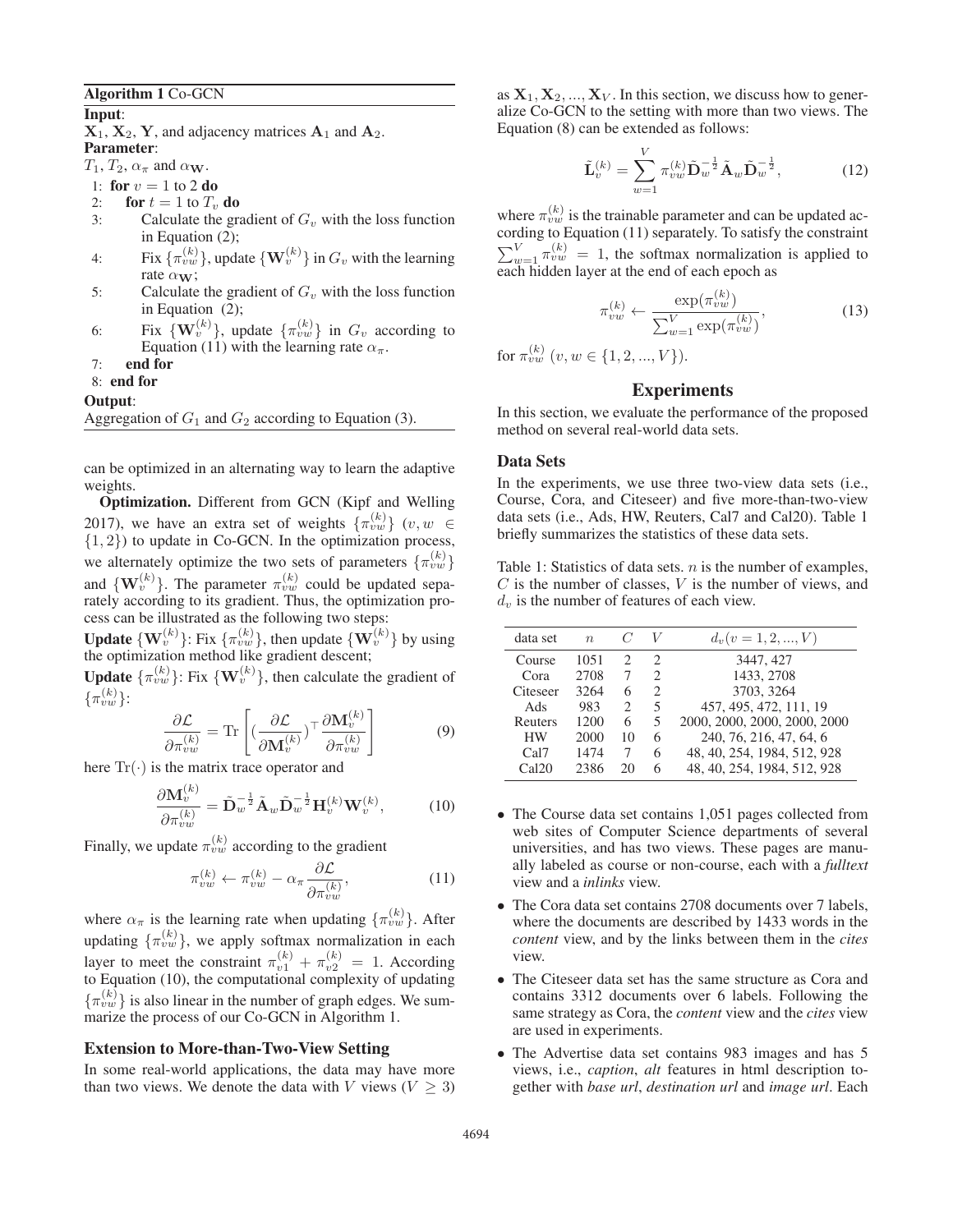**Algorithm 1** Co-GCN

**Input**:
$\mathbf{X}_1$, $\mathbf{X}_2$, $\mathbf{Y}$, and adjacency matrices $\mathbf{A}_1$ and $\mathbf{A}_2$.

**Parameter**:
$T_1, T_2$, $\alpha_\pi$ and $\alpha_{\mathbf{W}}$.

1: **for** $v = 1$ to $2$ **do**
2: **for** $t = 1$ to $T_v$ **do**
3: Calculate the gradient of $G_v$ with the loss function in Equation (2);
4: Fix $\{\pi_{vw}^{(k)}\}$, update $\{\mathbf{W}_v^{(k)}\}$ in $G_v$ with the learning rate $\alpha_{\mathbf{W}}$;
5: Calculate the gradient of $G_v$ with the loss function in Equation (2);
6: Fix $\{\mathbf{W}_v^{(k)}\}$, update $\{\pi_{vw}^{(k)}\}$ in $G_v$ according to Equation (11) with the learning rate $\alpha_\pi$.
7: **end for**
8: **end for**

**Output**:
Aggregation of $G_1$ and $G_2$ according to Equation (3).

can be optimized in an alternating way to learn the adaptive weights.

**Optimization.** Different from GCN (Kipf and Welling 2017), we have an extra set of weights $\{\pi_{vw}^{(k)}\}$ $(v, w \in \{1, 2\})$ to update in Co-GCN. In the optimization process, we alternately optimize the two sets of parameters $\{\pi_{vw}^{(k)}\}$ and $\{\mathbf{W}_v^{(k)}\}$. The parameter $\pi_{vw}^{(k)}$ could be updated separately according to its gradient. Thus, the optimization process can be illustrated as the following two steps:

**Update** $\{\mathbf{W}_v^{(k)}\}$: Fix $\{\pi_{vw}^{(k)}\}$, then update $\{\mathbf{W}_v^{(k)}\}$ by using the optimization method like gradient descent;

**Update** $\{\pi_{vw}^{(k)}\}$: Fix $\{\mathbf{W}_v^{(k)}\}$, then calculate the gradient of $\{\pi_{vw}^{(k)}\}$:

$$\frac{\partial \mathcal{L}}{\partial \pi_{vw}^{(k)}} = \mathrm{Tr}\left[ (\frac{\partial \mathcal{L}}{\partial \mathbf{M}_v^{(k)}})^\top \frac{\partial \mathbf{M}_v^{(k)}}{\partial \pi_{vw}^{(k)}} \right] \tag{9}$$

here $\mathrm{Tr}(\cdot)$ is the matrix trace operator and

$$\frac{\partial \mathbf{M}_v^{(k)}}{\partial \pi_{vw}^{(k)}} = \tilde{\mathbf{D}}_w^{-\frac{1}{2}} \tilde{\mathbf{A}}_w \tilde{\mathbf{D}}_w^{-\frac{1}{2}} \mathbf{H}_v^{(k)} \mathbf{W}_v^{(k)}, \tag{10}$$

Finally, we update $\pi_{vw}^{(k)}$ according to the gradient

$$\pi_{vw}^{(k)} \leftarrow \pi_{vw}^{(k)} - \alpha_\pi \frac{\partial \mathcal{L}}{\partial \pi_{vw}^{(k)}}, \tag{11}$$

where $\alpha_\pi$ is the learning rate when updating $\{\pi_{vw}^{(k)}\}$. After updating $\{\pi_{vw}^{(k)}\}$, we apply softmax normalization in each layer to meet the constraint $\pi_{v1}^{(k)} + \pi_{v2}^{(k)} = 1$. According to Equation (10), the computational complexity of updating $\{\pi_{vw}^{(k)}\}$ is also linear in the number of graph edges. We summarize the process of our Co-GCN in Algorithm 1.

### Extension to More-than-Two-View Setting

In some real-world applications, the data may have more than two views. We denote the data with $V$ views $(V \geq 3)$ as $\mathbf{X}_1, \mathbf{X}_2, ..., \mathbf{X}_V$. In this section, we discuss how to generalize Co-GCN to the setting with more than two views. The Equation (8) can be extended as follows:

$$\tilde{\mathbf{L}}_v^{(k)} = \sum_{w=1}^{V} \pi_{vw}^{(k)} \tilde{\mathbf{D}}_w^{-\frac{1}{2}} \tilde{\mathbf{A}}_w \tilde{\mathbf{D}}_w^{-\frac{1}{2}}, \tag{12}$$

where $\pi_{vw}^{(k)}$ is the trainable parameter and can be updated according to Equation (11) separately. To satisfy the constraint $\sum_{w=1}^{V} \pi_{vw}^{(k)} = 1$, the softmax normalization is applied to each hidden layer at the end of each epoch as

$$\pi_{vw}^{(k)} \leftarrow \frac{\exp(\pi_{vw}^{(k)})}{\sum_{w=1}^{V} \exp(\pi_{vw}^{(k)})}, \tag{13}$$

for $\pi_{vw}^{(k)}$ $(v, w \in \{1, 2, ..., V\})$.

## Experiments

In this section, we evaluate the performance of the proposed method on several real-world data sets.

### Data Sets

In the experiments, we use three two-view data sets (i.e., Course, Cora, and Citeseer) and five more-than-two-view data sets (i.e., Ads, HW, Reuters, Cal7 and Cal20). Table 1 briefly summarizes the statistics of these data sets.

Table 1: Statistics of data sets. $n$ is the number of examples, $C$ is the number of classes, $V$ is the number of views, and $d_v$ is the number of features of each view.

| data set | $n$ | $C$ | $V$ | $d_v(v = 1, 2, ..., V)$ |
|---|---|---|---|---|
| Course | 1051 | 2 | 2 | 3447, 427 |
| Cora | 2708 | 7 | 2 | 1433, 2708 |
| Citeseer | 3264 | 6 | 2 | 3703, 3264 |
| Ads | 983 | 2 | 5 | 457, 495, 472, 111, 19 |
| Reuters | 1200 | 6 | 5 | 2000, 2000, 2000, 2000, 2000 |
| HW | 2000 | 10 | 6 | 240, 76, 216, 47, 64, 6 |
| Cal7 | 1474 | 7 | 6 | 48, 40, 254, 1984, 512, 928 |
| Cal20 | 2386 | 20 | 6 | 48, 40, 254, 1984, 512, 928 |

- The Course data set contains 1,051 pages collected from web sites of Computer Science departments of several universities, and has two views. These pages are manually labeled as course or non-course, each with a *fulltext* view and a *inlinks* view.
- The Cora data set contains 2708 documents over 7 labels, where the documents are described by 1433 words in the *content* view, and by the links between them in the *cites* view.
- The Citeseer data set has the same structure as Cora and contains 3312 documents over 6 labels. Following the same strategy as Cora, the *content* view and the *cites* view are used in experiments.
- The Advertise data set contains 983 images and has 5 views, i.e., *caption*, *alt* features in html description together with *base url*, *destination url* and *image url*. Each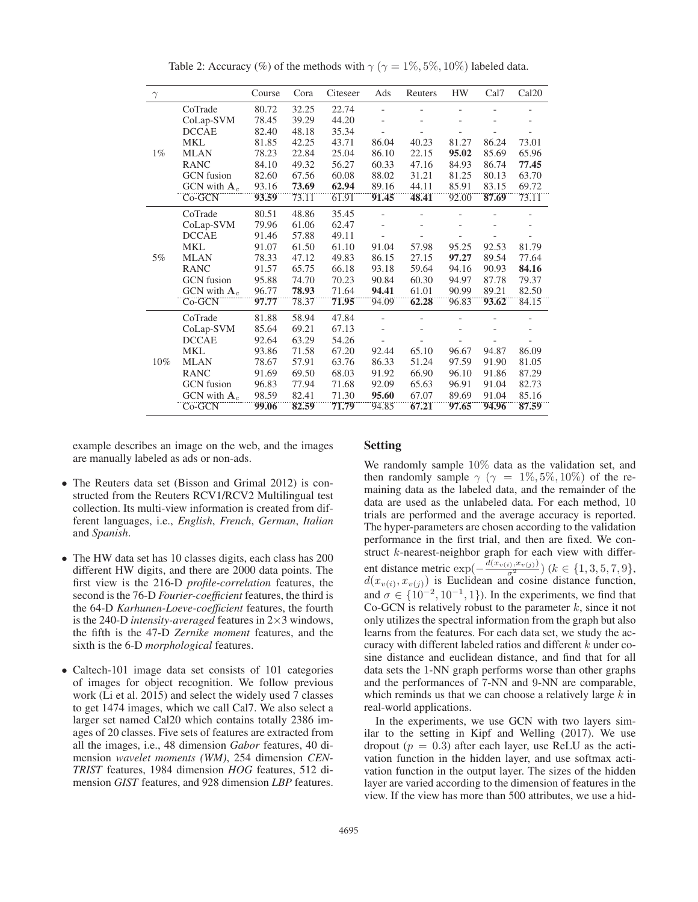Table 2: Accuracy (%) of the methods with $\gamma$ ($\gamma = 1\%, 5\%, 10\%$) labeled data.

| $\gamma$ | | Course | Cora | Citeseer | Ads | Reuters | HW | Cal7 | Cal20 |
|---|---|---|---|---|---|---|---|---|---|
| 1% | CoTrade | 80.72 | 32.25 | 22.74 | - | - | - | - | - |
| | CoLap-SVM | 78.45 | 39.29 | 44.20 | - | - | - | - | - |
| | DCCAE | 82.40 | 48.18 | 35.34 | - | - | - | - | - |
| | MKL | 81.85 | 42.25 | 43.71 | 86.04 | 40.23 | 81.27 | 86.24 | 73.01 |
| | MLAN | 78.23 | 22.84 | 25.04 | 86.10 | 22.15 | **95.02** | 85.69 | 65.96 |
| | RANC | 84.10 | 49.32 | 56.27 | 60.33 | 47.16 | 84.93 | 86.74 | **77.45** |
| | GCN fusion | 82.60 | 67.56 | 60.08 | 88.02 | 31.21 | 81.25 | 80.13 | 63.70 |
| | GCN with $\mathbf{A}_c$ | 93.16 | **73.69** | **62.94** | 89.16 | 44.11 | 85.91 | 83.15 | 69.72 |
| | Co-GCN | **93.59** | 73.11 | 61.91 | **91.45** | **48.41** | 92.00 | **87.69** | 73.11 |
| 5% | CoTrade | 80.51 | 48.86 | 35.45 | - | - | - | - | - |
| | CoLap-SVM | 79.96 | 61.06 | 62.47 | - | - | - | - | - |
| | DCCAE | 91.46 | 57.88 | 49.11 | - | - | - | - | - |
| | MKL | 91.07 | 61.50 | 61.10 | 91.04 | 57.98 | 95.25 | 92.53 | 81.79 |
| | MLAN | 78.33 | 47.12 | 49.83 | 86.15 | 27.15 | **97.27** | 89.54 | 77.64 |
| | RANC | 91.57 | 65.75 | 66.18 | 93.18 | 59.64 | 94.16 | 90.93 | **84.16** |
| | GCN fusion | 95.88 | 74.70 | 70.23 | 90.84 | 60.30 | 94.97 | 87.78 | 79.37 |
| | GCN with $\mathbf{A}_c$ | 96.77 | **78.93** | 71.64 | **94.41** | 61.01 | 90.99 | 89.21 | 82.50 |
| | Co-GCN | **97.77** | 78.37 | **71.95** | 94.09 | **62.28** | 96.83 | **93.62** | 84.15 |
| 10% | CoTrade | 81.88 | 58.94 | 47.84 | - | - | - | - | - |
| | CoLap-SVM | 85.64 | 69.21 | 67.13 | - | - | - | - | - |
| | DCCAE | 92.64 | 63.29 | 54.26 | - | - | - | - | - |
| | MKL | 93.86 | 71.58 | 67.20 | 92.44 | 65.10 | 96.67 | 94.87 | 86.09 |
| | MLAN | 78.67 | 57.91 | 63.76 | 86.33 | 51.24 | 97.59 | 91.90 | 81.05 |
| | RANC | 91.69 | 69.50 | 68.03 | 91.92 | 66.90 | 96.10 | 91.86 | 87.29 |
| | GCN fusion | 96.83 | 77.94 | 71.68 | 92.09 | 65.63 | 96.91 | 91.04 | 82.73 |
| | GCN with $\mathbf{A}_c$ | 98.59 | 82.41 | 71.30 | **95.60** | 67.07 | 89.69 | 91.04 | 85.16 |
| | Co-GCN | **99.06** | **82.59** | **71.79** | 94.85 | **67.21** | **97.65** | **94.96** | **87.59** |

example describes an image on the web, and the images are manually labeled as ads or non-ads.

- The Reuters data set (Bisson and Grimal 2012) is constructed from the Reuters RCV1/RCV2 Multilingual test collection. Its multi-view information is created from different languages, i.e., *English*, *French*, *German*, *Italian* and *Spanish*.
- The HW data set has 10 classes digits, each class has 200 different HW digits, and there are 2000 data points. The first view is the 216-D *profile-correlation* features, the second is the 76-D *Fourier-coefficient* features, the third is the 64-D *Karhunen-Loeve-coefficient* features, the fourth is the 240-D *intensity-averaged* features in $2\times3$ windows, the fifth is the 47-D *Zernike moment* features, and the sixth is the 6-D *morphological* features.
- Caltech-101 image data set consists of 101 categories of images for object recognition. We follow previous work (Li et al. 2015) and select the widely used 7 classes to get 1474 images, which we call Cal7. We also select a larger set named Cal20 which contains totally 2386 images of 20 classes. Five sets of features are extracted from all the images, i.e., 48 dimension *Gabor* features, 40 dimension *wavelet moments (WM)*, 254 dimension *CENTRIST* features, 1984 dimension *HOG* features, 512 dimension *GIST* features, and 928 dimension *LBP* features.

## Setting

We randomly sample 10% data as the validation set, and then randomly sample $\gamma$ ($\gamma = 1\%, 5\%, 10\%$) of the remaining data as the labeled data, and the remainder of the data are used as the unlabeled data. For each method, 10 trials are performed and the average accuracy is reported. The hyper-parameters are chosen according to the validation performance in the first trial, and then are fixed. We construct $k$-nearest-neighbor graph for each view with different distance metric $\exp(-\frac{d(x_{v(i)}, x_{v(j)})}{\sigma^2})$ ($k \in \{1, 3, 5, 7, 9\}$, $d(x_{v(i)}, x_{v(j)})$ is Euclidean and cosine distance function, and $\sigma \in \{10^{-2}, 10^{-1}, 1\}$). In the experiments, we find that Co-GCN is relatively robust to the parameter $k$, since it not only utilizes the spectral information from the graph but also learns from the features. For each data set, we study the accuracy with different labeled ratios and different $k$ under cosine distance and euclidean distance, and find that for all data sets the 1-NN graph performs worse than other graphs and the performances of 7-NN and 9-NN are comparable, which reminds us that we can choose a relatively large $k$ in real-world applications.

In the experiments, we use GCN with two layers similar to the setting in Kipf and Welling (2017). We use dropout ($p = 0.3$) after each layer, use ReLU as the activation function in the hidden layer, and use softmax activation function in the output layer. The sizes of the hidden layer are varied according to the dimension of features in the view. If the view has more than 500 attributes, we use a hid-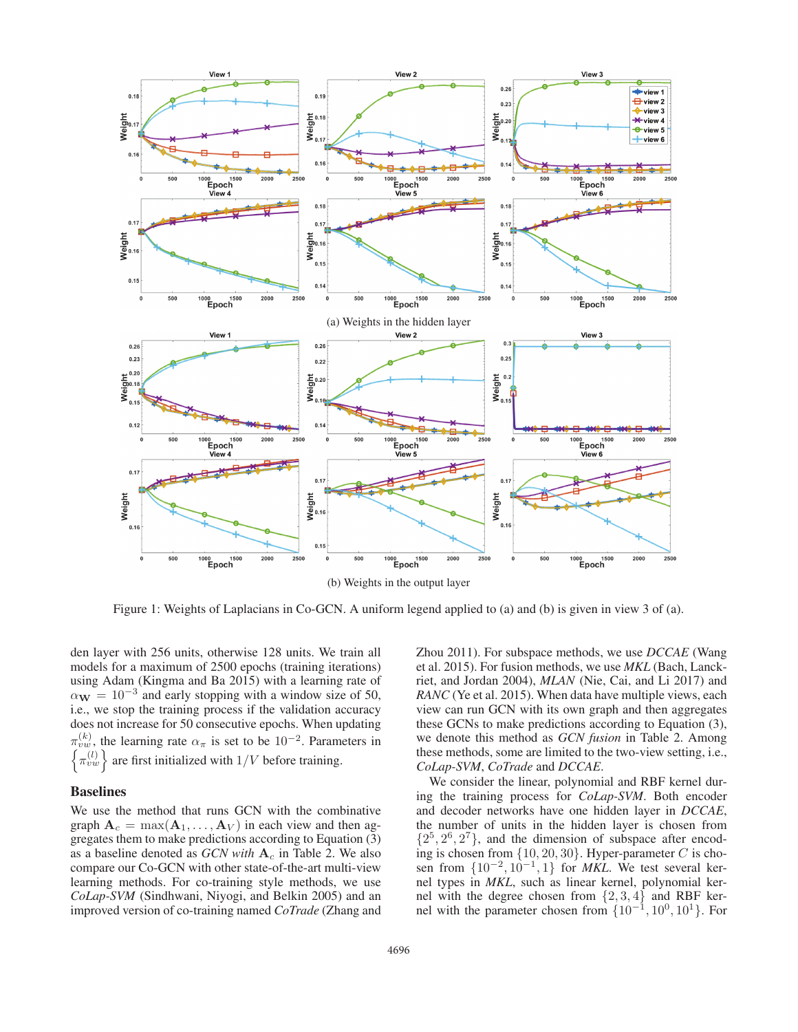(a) Weights in the hidden layer

(b) Weights in the output layer

Figure 1: Weights of Laplacians in Co-GCN. A uniform legend applied to (a) and (b) is given in view 3 of (a).

den layer with 256 units, otherwise 128 units. We train all models for a maximum of 2500 epochs (training iterations) using Adam (Kingma and Ba 2015) with a learning rate of $\alpha_{\mathbf{W}} = 10^{-3}$ and early stopping with a window size of 50, i.e., we stop the training process if the validation accuracy does not increase for 50 consecutive epochs. When updating $\pi_{vw}^{(k)}$, the learning rate $\alpha_{\pi}$ is set to be $10^{-2}$. Parameters in $\left\{\pi_{vw}^{(l)}\right\}$ are first initialized with $1/V$ before training.

## Baselines

We use the method that runs GCN with the combinative graph $\mathbf{A}_c = \max(\mathbf{A}_1, \ldots, \mathbf{A}_V)$ in each view and then aggregates them to make predictions according to Equation (3) as a baseline denoted as *GCN with* $\mathbf{A}_c$ in Table 2. We also compare our Co-GCN with other state-of-the-art multi-view learning methods. For co-training style methods, we use *CoLap-SVM* (Sindhwani, Niyogi, and Belkin 2005) and an improved version of co-training named *CoTrade* (Zhang and Zhou 2011). For subspace methods, we use *DCCAE* (Wang et al. 2015). For fusion methods, we use *MKL* (Bach, Lanckriet, and Jordan 2004), *MLAN* (Nie, Cai, and Li 2017) and *RANC* (Ye et al. 2015). When data have multiple views, each view can run GCN with its own graph and then aggregates these GCNs to make predictions according to Equation (3), we denote this method as *GCN fusion* in Table 2. Among these methods, some are limited to the two-view setting, i.e., *CoLap-SVM*, *CoTrade* and *DCCAE*.

We consider the linear, polynomial and RBF kernel during the training process for *CoLap-SVM*. Both encoder and decoder networks have one hidden layer in *DCCAE*, the number of units in the hidden layer is chosen from $\{2^5, 2^6, 2^7\}$, and the dimension of subspace after encoding is chosen from $\{10, 20, 30\}$. Hyper-parameter $C$ is chosen from $\{10^{-2}, 10^{-1}, 1\}$ for *MKL*. We test several kernel types in *MKL*, such as linear kernel, polynomial kernel with the degree chosen from $\{2, 3, 4\}$ and RBF kernel with the parameter chosen from $\{10^{-1}, 10^0, 10^1\}$. For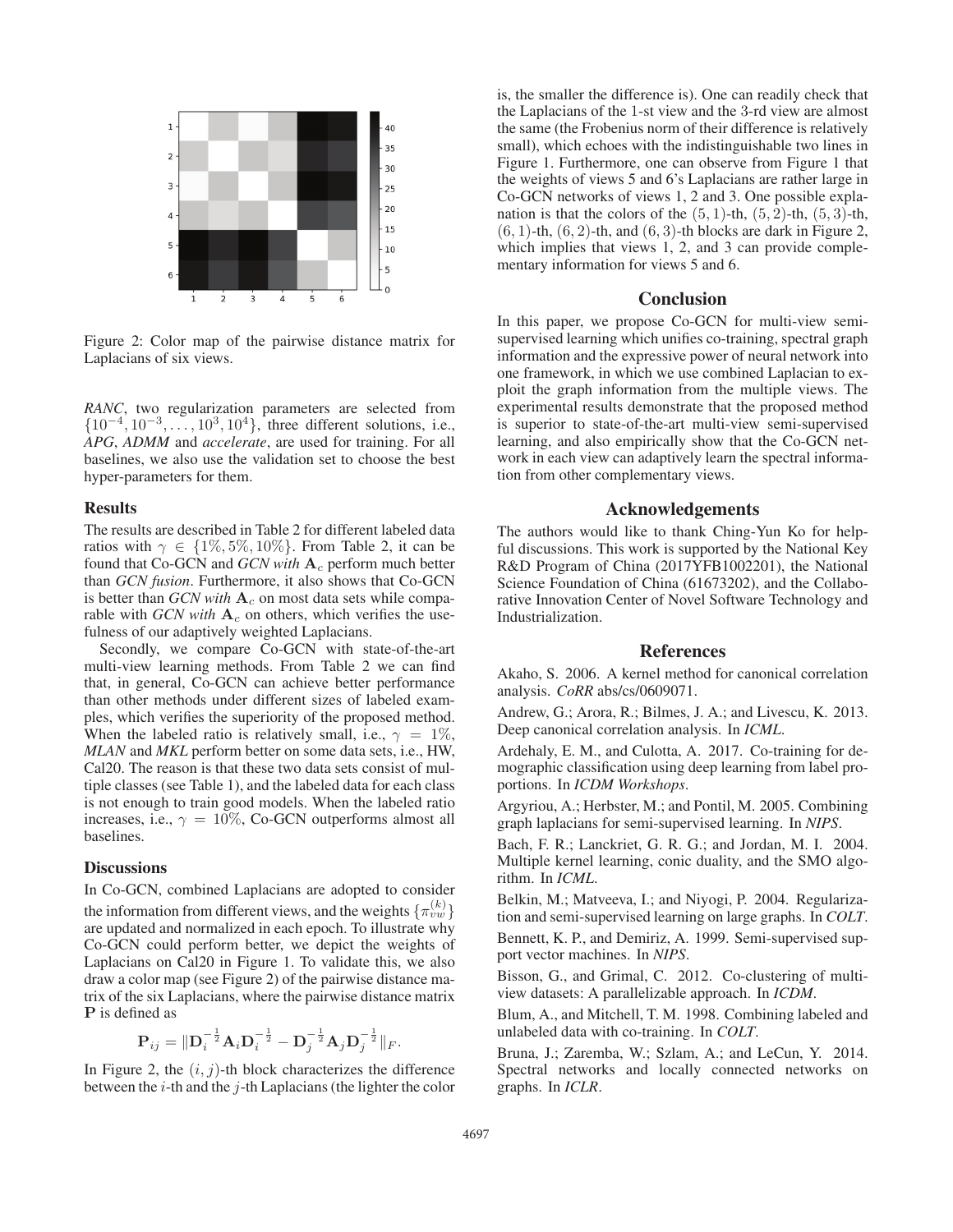Figure 2: Color map of the pairwise distance matrix for Laplacians of six views.

*RANC*, two regularization parameters are selected from $\{10^{-4}, 10^{-3}, \ldots, 10^3, 10^4\}$, three different solutions, i.e., *APG*, *ADMM* and *accelerate*, are used for training. For all baselines, we also use the validation set to choose the best hyper-parameters for them.

### Results

The results are described in Table 2 for different labeled data ratios with $\gamma \in \{1\%, 5\%, 10\%\}$. From Table 2, it can be found that Co-GCN and *GCN with* $\mathbf{A}_c$ perform much better than *GCN fusion*. Furthermore, it also shows that Co-GCN is better than *GCN with* $\mathbf{A}_c$ on most data sets while comparable with *GCN with* $\mathbf{A}_c$ on others, which verifies the usefulness of our adaptively weighted Laplacians.

Secondly, we compare Co-GCN with state-of-the-art multi-view learning methods. From Table 2 we can find that, in general, Co-GCN can achieve better performance than other methods under different sizes of labeled examples, which verifies the superiority of the proposed method. When the labeled ratio is relatively small, i.e., $\gamma = 1\%$, *MLAN* and *MKL* perform better on some data sets, i.e., HW, Cal20. The reason is that these two data sets consist of multiple classes (see Table 1), and the labeled data for each class is not enough to train good models. When the labeled ratio increases, i.e., $\gamma = 10\%$, Co-GCN outperforms almost all baselines.

### Discussions

In Co-GCN, combined Laplacians are adopted to consider the information from different views, and the weights $\{\pi_{vw}^{(k)}\}$ are updated and normalized in each epoch. To illustrate why Co-GCN could perform better, we depict the weights of Laplacians on Cal20 in Figure 1. To validate this, we also draw a color map (see Figure 2) of the pairwise distance matrix of the six Laplacians, where the pairwise distance matrix $\mathbf{P}$ is defined as

$$\mathbf{P}_{ij} = \|\mathbf{D}_i^{-\frac{1}{2}}\mathbf{A}_i\mathbf{D}_i^{-\frac{1}{2}} - \mathbf{D}_j^{-\frac{1}{2}}\mathbf{A}_j\mathbf{D}_j^{-\frac{1}{2}}\|_F.$$

In Figure 2, the $(i, j)$-th block characterizes the difference between the $i$-th and the $j$-th Laplacians (the lighter the color is, the smaller the difference is). One can readily check that the Laplacians of the 1-st view and the 3-rd view are almost the same (the Frobenius norm of their difference is relatively small), which echoes with the indistinguishable two lines in Figure 1. Furthermore, one can observe from Figure 1 that the weights of views 5 and 6's Laplacians are rather large in Co-GCN networks of views 1, 2 and 3. One possible explanation is that the colors of the $(5, 1)$-th, $(5, 2)$-th, $(5, 3)$-th, $(6, 1)$-th, $(6, 2)$-th, and $(6, 3)$-th blocks are dark in Figure 2, which implies that views 1, 2, and 3 can provide complementary information for views 5 and 6.

## Conclusion

In this paper, we propose Co-GCN for multi-view semi-supervised learning which unifies co-training, spectral graph information and the expressive power of neural network into one framework, in which we use combined Laplacian to exploit the graph information from the multiple views. The experimental results demonstrate that the proposed method is superior to state-of-the-art multi-view semi-supervised learning, and also empirically show that the Co-GCN network in each view can adaptively learn the spectral information from other complementary views.

## Acknowledgements

The authors would like to thank Ching-Yun Ko for helpful discussions. This work is supported by the National Key R&D Program of China (2017YFB1002201), the National Science Foundation of China (61673202), and the Collaborative Innovation Center of Novel Software Technology and Industrialization.

## References

Akaho, S. 2006. A kernel method for canonical correlation analysis. *CoRR* abs/cs/0609071.

Andrew, G.; Arora, R.; Bilmes, J. A.; and Livescu, K. 2013. Deep canonical correlation analysis. In *ICML*.

Ardehaly, E. M., and Culotta, A. 2017. Co-training for demographic classification using deep learning from label proportions. In *ICDM Workshops*.

Argyriou, A.; Herbster, M.; and Pontil, M. 2005. Combining graph laplacians for semi-supervised learning. In *NIPS*.

Bach, F. R.; Lanckriet, G. R. G.; and Jordan, M. I. 2004. Multiple kernel learning, conic duality, and the SMO algorithm. In *ICML*.

Belkin, M.; Matveeva, I.; and Niyogi, P. 2004. Regularization and semi-supervised learning on large graphs. In *COLT*.

Bennett, K. P., and Demiriz, A. 1999. Semi-supervised support vector machines. In *NIPS*.

Bisson, G., and Grimal, C. 2012. Co-clustering of multi-view datasets: A parallelizable approach. In *ICDM*.

Blum, A., and Mitchell, T. M. 1998. Combining labeled and unlabeled data with co-training. In *COLT*.

Bruna, J.; Zaremba, W.; Szlam, A.; and LeCun, Y. 2014. Spectral networks and locally connected networks on graphs. In *ICLR*.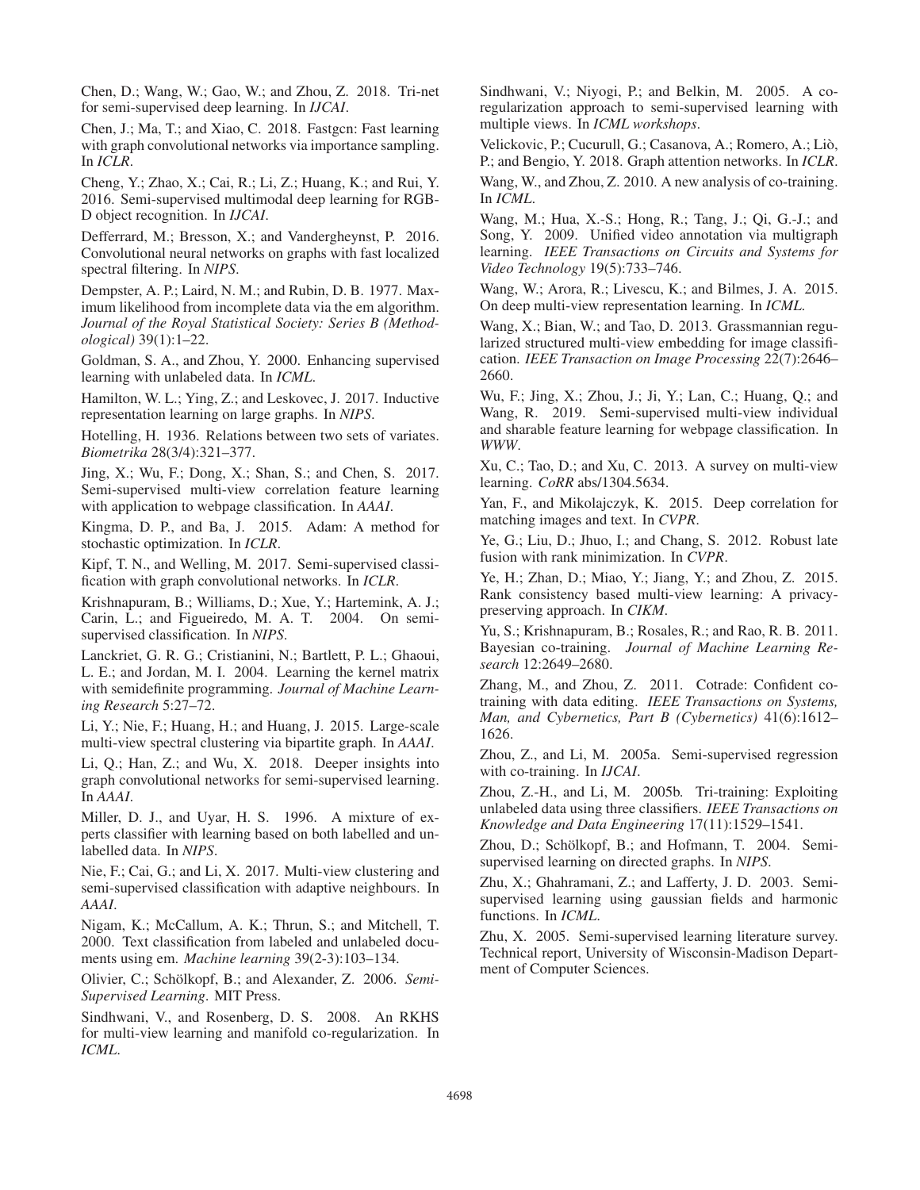Chen, D.; Wang, W.; Gao, W.; and Zhou, Z. 2018. Tri-net for semi-supervised deep learning. In *IJCAI*.

Chen, J.; Ma, T.; and Xiao, C. 2018. Fastgcn: Fast learning with graph convolutional networks via importance sampling. In *ICLR*.

Cheng, Y.; Zhao, X.; Cai, R.; Li, Z.; Huang, K.; and Rui, Y. 2016. Semi-supervised multimodal deep learning for RGB-D object recognition. In *IJCAI*.

Defferrard, M.; Bresson, X.; and Vandergheynst, P. 2016. Convolutional neural networks on graphs with fast localized spectral filtering. In *NIPS*.

Dempster, A. P.; Laird, N. M.; and Rubin, D. B. 1977. Maximum likelihood from incomplete data via the em algorithm. *Journal of the Royal Statistical Society: Series B (Methodological)* 39(1):1–22.

Goldman, S. A., and Zhou, Y. 2000. Enhancing supervised learning with unlabeled data. In *ICML*.

Hamilton, W. L.; Ying, Z.; and Leskovec, J. 2017. Inductive representation learning on large graphs. In *NIPS*.

Hotelling, H. 1936. Relations between two sets of variates. *Biometrika* 28(3/4):321–377.

Jing, X.; Wu, F.; Dong, X.; Shan, S.; and Chen, S. 2017. Semi-supervised multi-view correlation feature learning with application to webpage classification. In *AAAI*.

Kingma, D. P., and Ba, J. 2015. Adam: A method for stochastic optimization. In *ICLR*.

Kipf, T. N., and Welling, M. 2017. Semi-supervised classification with graph convolutional networks. In *ICLR*.

Krishnapuram, B.; Williams, D.; Xue, Y.; Hartemink, A. J.; Carin, L.; and Figueiredo, M. A. T. 2004. On semi-supervised classification. In *NIPS*.

Lanckriet, G. R. G.; Cristianini, N.; Bartlett, P. L.; Ghaoui, L. E.; and Jordan, M. I. 2004. Learning the kernel matrix with semidefinite programming. *Journal of Machine Learning Research* 5:27–72.

Li, Y.; Nie, F.; Huang, H.; and Huang, J. 2015. Large-scale multi-view spectral clustering via bipartite graph. In *AAAI*.

Li, Q.; Han, Z.; and Wu, X. 2018. Deeper insights into graph convolutional networks for semi-supervised learning. In *AAAI*.

Miller, D. J., and Uyar, H. S. 1996. A mixture of experts classifier with learning based on both labelled and unlabelled data. In *NIPS*.

Nie, F.; Cai, G.; and Li, X. 2017. Multi-view clustering and semi-supervised classification with adaptive neighbours. In *AAAI*.

Nigam, K.; McCallum, A. K.; Thrun, S.; and Mitchell, T. 2000. Text classification from labeled and unlabeled documents using em. *Machine learning* 39(2-3):103–134.

Olivier, C.; Schölkopf, B.; and Alexander, Z. 2006. *Semi-Supervised Learning*. MIT Press.

Sindhwani, V., and Rosenberg, D. S. 2008. An RKHS for multi-view learning and manifold co-regularization. In *ICML*.

Sindhwani, V.; Niyogi, P.; and Belkin, M. 2005. A co-regularization approach to semi-supervised learning with multiple views. In *ICML workshops*.

Velickovic, P.; Cucurull, G.; Casanova, A.; Romero, A.; Liò, P.; and Bengio, Y. 2018. Graph attention networks. In *ICLR*.

Wang, W., and Zhou, Z. 2010. A new analysis of co-training. In *ICML*.

Wang, M.; Hua, X.-S.; Hong, R.; Tang, J.; Qi, G.-J.; and Song, Y. 2009. Unified video annotation via multigraph learning. *IEEE Transactions on Circuits and Systems for Video Technology* 19(5):733–746.

Wang, W.; Arora, R.; Livescu, K.; and Bilmes, J. A. 2015. On deep multi-view representation learning. In *ICML*.

Wang, X.; Bian, W.; and Tao, D. 2013. Grassmannian regularized structured multi-view embedding for image classification. *IEEE Transaction on Image Processing* 22(7):2646–2660.

Wu, F.; Jing, X.; Zhou, J.; Ji, Y.; Lan, C.; Huang, Q.; and Wang, R. 2019. Semi-supervised multi-view individual and sharable feature learning for webpage classification. In *WWW*.

Xu, C.; Tao, D.; and Xu, C. 2013. A survey on multi-view learning. *CoRR* abs/1304.5634.

Yan, F., and Mikolajczyk, K. 2015. Deep correlation for matching images and text. In *CVPR*.

Ye, G.; Liu, D.; Jhuo, I.; and Chang, S. 2012. Robust late fusion with rank minimization. In *CVPR*.

Ye, H.; Zhan, D.; Miao, Y.; Jiang, Y.; and Zhou, Z. 2015. Rank consistency based multi-view learning: A privacy-preserving approach. In *CIKM*.

Yu, S.; Krishnapuram, B.; Rosales, R.; and Rao, R. B. 2011. Bayesian co-training. *Journal of Machine Learning Research* 12:2649–2680.

Zhang, M., and Zhou, Z. 2011. Cotrade: Confident co-training with data editing. *IEEE Transactions on Systems, Man, and Cybernetics, Part B (Cybernetics)* 41(6):1612–1626.

Zhou, Z., and Li, M. 2005a. Semi-supervised regression with co-training. In *IJCAI*.

Zhou, Z.-H., and Li, M. 2005b. Tri-training: Exploiting unlabeled data using three classifiers. *IEEE Transactions on Knowledge and Data Engineering* 17(11):1529–1541.

Zhou, D.; Schölkopf, B.; and Hofmann, T. 2004. Semi-supervised learning on directed graphs. In *NIPS*.

Zhu, X.; Ghahramani, Z.; and Lafferty, J. D. 2003. Semi-supervised learning using gaussian fields and harmonic functions. In *ICML*.

Zhu, X. 2005. Semi-supervised learning literature survey. Technical report, University of Wisconsin-Madison Department of Computer Sciences.